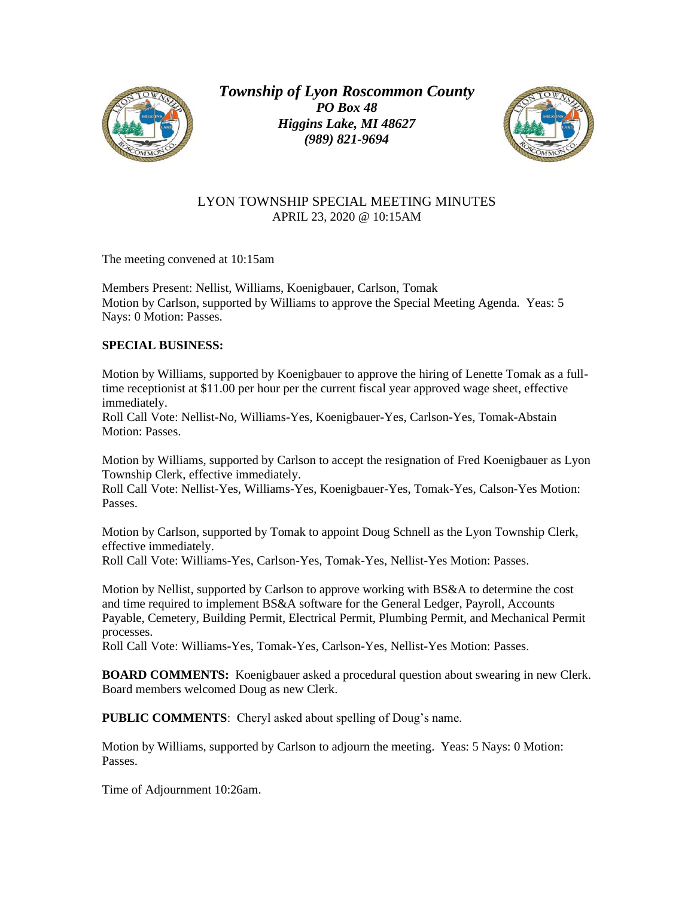***Township of Lyon Roscommon County***
***PO Box 48***
***Higgins Lake, MI 48627***
***(989) 821-9694***

LYON TOWNSHIP SPECIAL MEETING MINUTES
APRIL 23, 2020 @ 10:15AM

The meeting convened at 10:15am

Members Present: Nellist, Williams, Koenigbauer, Carlson, Tomak
Motion by Carlson, supported by Williams to approve the Special Meeting Agenda. Yeas: 5 Nays: 0 Motion: Passes.

**SPECIAL BUSINESS:**

Motion by Williams, supported by Koenigbauer to approve the hiring of Lenette Tomak as a full-time receptionist at $11.00 per hour per the current fiscal year approved wage sheet, effective immediately.
Roll Call Vote: Nellist-No, Williams-Yes, Koenigbauer-Yes, Carlson-Yes, Tomak-Abstain Motion: Passes.

Motion by Williams, supported by Carlson to accept the resignation of Fred Koenigbauer as Lyon Township Clerk, effective immediately.
Roll Call Vote: Nellist-Yes, Williams-Yes, Koenigbauer-Yes, Tomak-Yes, Calson-Yes Motion: Passes.

Motion by Carlson, supported by Tomak to appoint Doug Schnell as the Lyon Township Clerk, effective immediately.
Roll Call Vote: Williams-Yes, Carlson-Yes, Tomak-Yes, Nellist-Yes Motion: Passes.

Motion by Nellist, supported by Carlson to approve working with BS&A to determine the cost and time required to implement BS&A software for the General Ledger, Payroll, Accounts Payable, Cemetery, Building Permit, Electrical Permit, Plumbing Permit, and Mechanical Permit processes.
Roll Call Vote: Williams-Yes, Tomak-Yes, Carlson-Yes, Nellist-Yes Motion: Passes.

**BOARD COMMENTS:** Koenigbauer asked a procedural question about swearing in new Clerk. Board members welcomed Doug as new Clerk.

**PUBLIC COMMENTS**: Cheryl asked about spelling of Doug's name.

Motion by Williams, supported by Carlson to adjourn the meeting. Yeas: 5 Nays: 0 Motion: Passes.

Time of Adjournment 10:26am.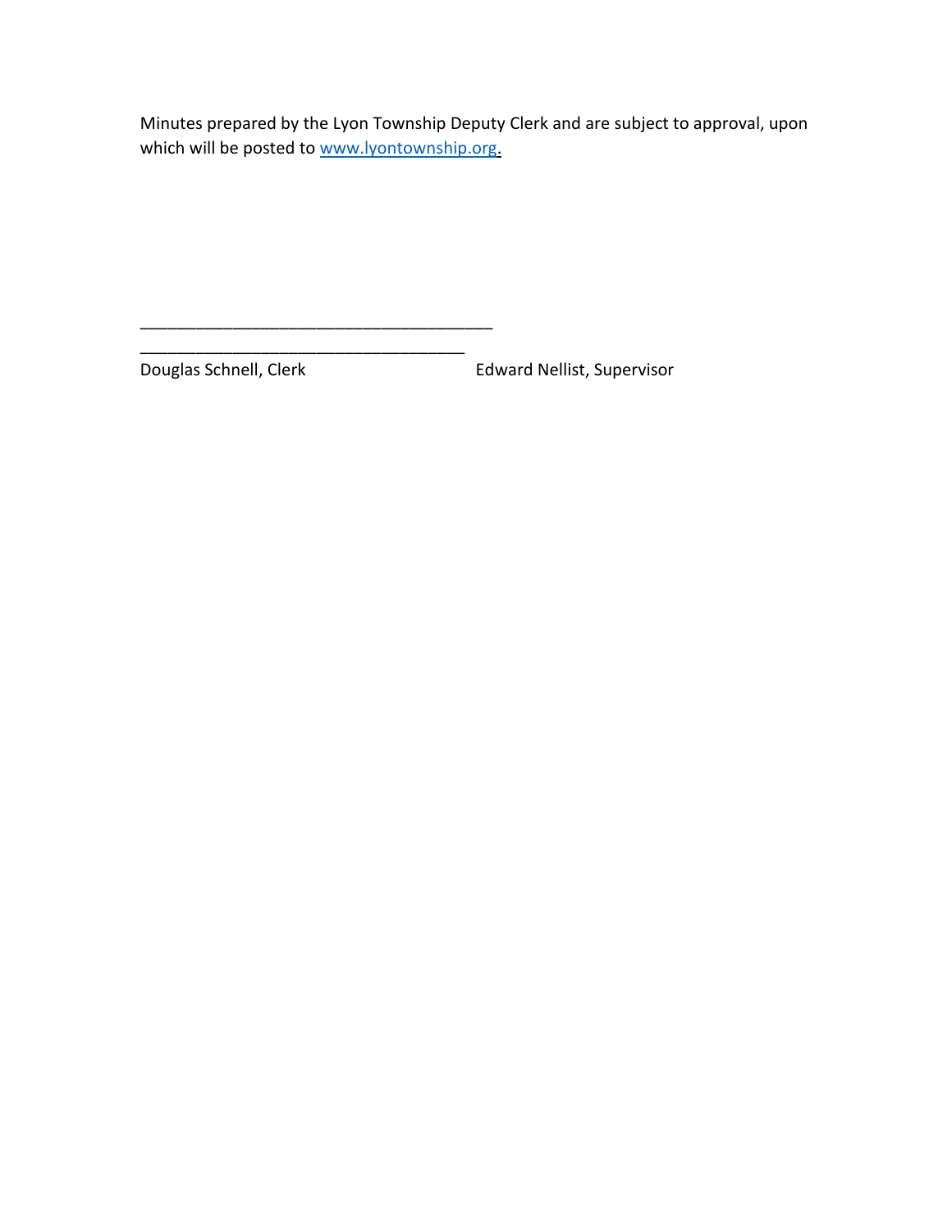Minutes prepared by the Lyon Township Deputy Clerk and are subject to approval, upon which will be posted to [www.lyontownship.org](http://www.lyontownship.org).

_______________________________________

____________________________________

Douglas Schnell, Clerk                    Edward Nellist, Supervisor